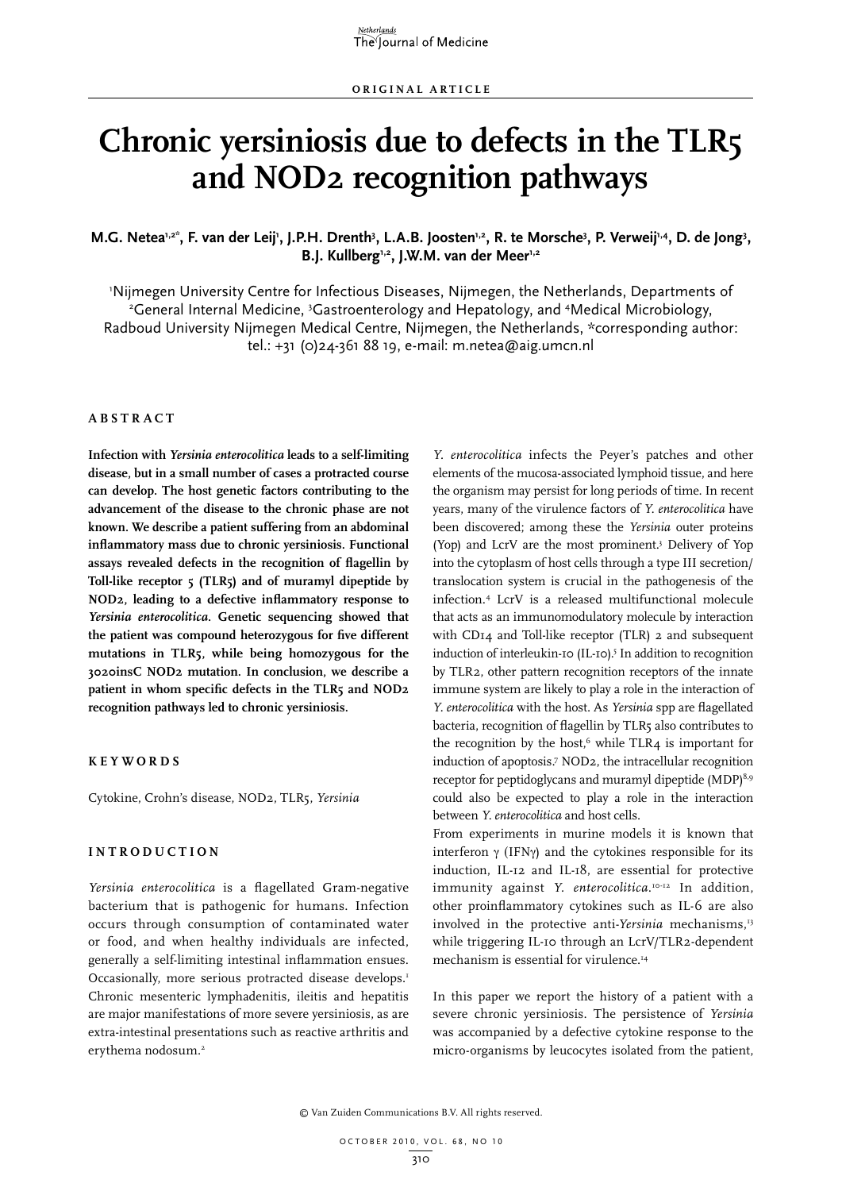ORIGINAL ARTICLE

# Chronic yersiniosis due to defects in the TLR5 and NOD2 recognition pathways

**M.G. Netea[1,2*], F. van der Leij[1], J.P.H. Drenth[3], L.A.B. Joosten[1,2], R. te Morsche[3], P. Verweij[1,4], D. de Jong[3], B.J. Kullberg[1,2], J.W.M. van der Meer[1,2]**

[1]Nijmegen University Centre for Infectious Diseases, Nijmegen, the Netherlands, Departments of [2]General Internal Medicine, [3]Gastroenterology and Hepatology, and [4]Medical Microbiology, Radboud University Nijmegen Medical Centre, Nijmegen, the Netherlands, *corresponding author: tel.: +31 (0)24-361 88 19, e-mail: m.netea@aig.umcn.nl

## ABSTRACT

**Infection with *Yersinia enterocolitica* leads to a self-limiting disease, but in a small number of cases a protracted course can develop. The host genetic factors contributing to the advancement of the disease to the chronic phase are not known. We describe a patient suffering from an abdominal inflammatory mass due to chronic yersiniosis. Functional assays revealed defects in the recognition of flagellin by Toll-like receptor 5 (TLR5) and of muramyl dipeptide by NOD2, leading to a defective inflammatory response to *Yersinia enterocolitica*. Genetic sequencing showed that the patient was compound heterozygous for five different mutations in TLR5, while being homozygous for the 3020insC NOD2 mutation. In conclusion, we describe a patient in whom specific defects in the TLR5 and NOD2 recognition pathways led to chronic yersiniosis.**

## KEYWORDS

Cytokine, Crohn's disease, NOD2, TLR5, *Yersinia*

## INTRODUCTION

*Yersinia enterocolitica* is a flagellated Gram-negative bacterium that is pathogenic for humans. Infection occurs through consumption of contaminated water or food, and when healthy individuals are infected, generally a self-limiting intestinal inflammation ensues. Occasionally, more serious protracted disease develops.[1] Chronic mesenteric lymphadenitis, ileitis and hepatitis are major manifestations of more severe yersiniosis, as are extra-intestinal presentations such as reactive arthritis and erythema nodosum.[2]

*Y. enterocolitica* infects the Peyer's patches and other elements of the mucosa-associated lymphoid tissue, and here the organism may persist for long periods of time. In recent years, many of the virulence factors of *Y. enterocolitica* have been discovered; among these the *Yersinia* outer proteins (Yop) and LcrV are the most prominent.[3] Delivery of Yop into the cytoplasm of host cells through a type III secretion/translocation system is crucial in the pathogenesis of the infection.[4] LcrV is a released multifunctional molecule that acts as an immunomodulatory molecule by interaction with CD14 and Toll-like receptor (TLR) 2 and subsequent induction of interleukin-10 (IL-10).[5] In addition to recognition by TLR2, other pattern recognition receptors of the innate immune system are likely to play a role in the interaction of *Y. enterocolitica* with the host. As *Yersinia* spp are flagellated bacteria, recognition of flagellin by TLR5 also contributes to the recognition by the host,[6] while TLR4 is important for induction of apoptosis.[7] NOD2, the intracellular recognition receptor for peptidoglycans and muramyl dipeptide (MDP)[8,9] could also be expected to play a role in the interaction between *Y. enterocolitica* and host cells.

From experiments in murine models it is known that interferon γ (IFNγ) and the cytokines responsible for its induction, IL-12 and IL-18, are essential for protective immunity against *Y. enterocolitica*.[10-12] In addition, other proinflammatory cytokines such as IL-6 are also involved in the protective anti-*Yersinia* mechanisms,[13] while triggering IL-10 through an LcrV/TLR2-dependent mechanism is essential for virulence.[14]

In this paper we report the history of a patient with a severe chronic yersiniosis. The persistence of *Yersinia* was accompanied by a defective cytokine response to the micro-organisms by leucocytes isolated from the patient,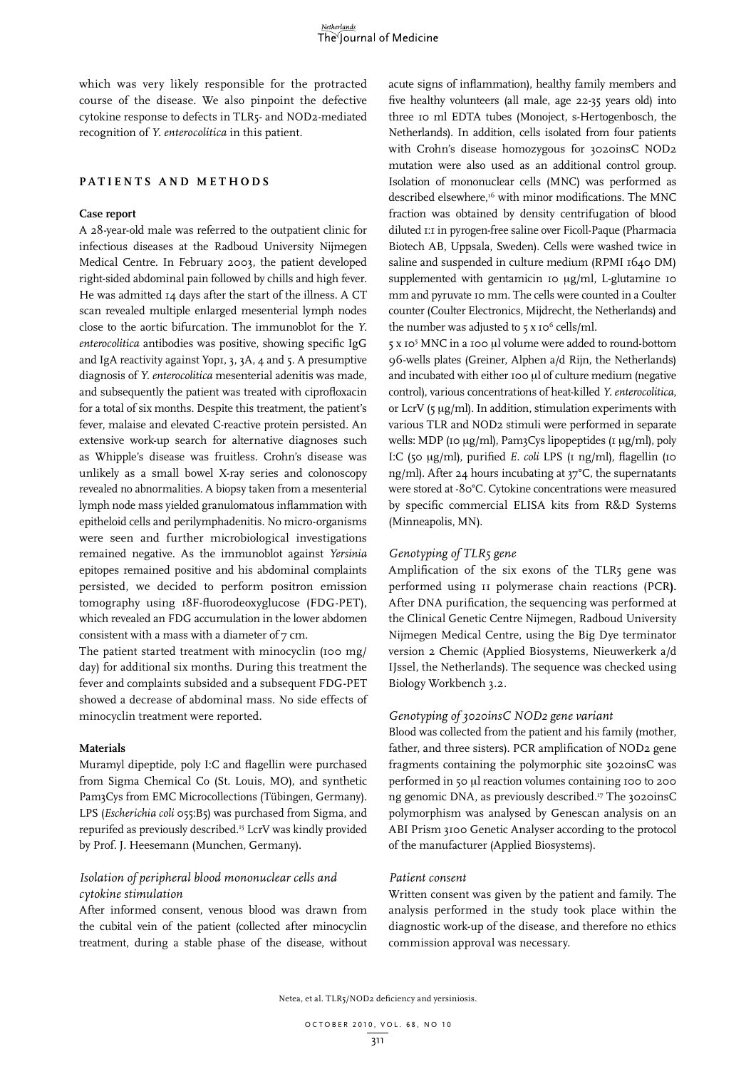which was very likely responsible for the protracted course of the disease. We also pinpoint the defective cytokine response to defects in TLR5- and NOD2-mediated recognition of *Y. enterocolitica* in this patient.

## PATIENTS AND METHODS

### Case report

A 28-year-old male was referred to the outpatient clinic for infectious diseases at the Radboud University Nijmegen Medical Centre. In February 2003, the patient developed right-sided abdominal pain followed by chills and high fever. He was admitted 14 days after the start of the illness. A CT scan revealed multiple enlarged mesenterial lymph nodes close to the aortic bifurcation. The immunoblot for the *Y. enterocolitica* antibodies was positive, showing specific IgG and IgA reactivity against Yop1, 3, 3A, 4 and 5. A presumptive diagnosis of *Y. enterocolitica* mesenterial adenitis was made, and subsequently the patient was treated with ciprofloxacin for a total of six months. Despite this treatment, the patient's fever, malaise and elevated C-reactive protein persisted. An extensive work-up search for alternative diagnoses such as Whipple's disease was fruitless. Crohn's disease was unlikely as a small bowel X-ray series and colonoscopy revealed no abnormalities. A biopsy taken from a mesenterial lymph node mass yielded granulomatous inflammation with epitheloid cells and perilymphadenitis. No micro-organisms were seen and further microbiological investigations remained negative. As the immunoblot against *Yersinia* epitopes remained positive and his abdominal complaints persisted, we decided to perform positron emission tomography using 18F-fluorodeoxyglucose (FDG-PET), which revealed an FDG accumulation in the lower abdomen consistent with a mass with a diameter of 7 cm.

The patient started treatment with minocyclin (100 mg/day) for additional six months. During this treatment the fever and complaints subsided and a subsequent FDG-PET showed a decrease of abdominal mass. No side effects of minocyclin treatment were reported.

### Materials

Muramyl dipeptide, poly I:C and flagellin were purchased from Sigma Chemical Co (St. Louis, MO), and synthetic Pam3Cys from EMC Microcollections (Tübingen, Germany). LPS (*Escherichia coli* 055:B5) was purchased from Sigma, and repurifed as previously described.[15] LcrV was kindly provided by Prof. J. Heesemann (Munchen, Germany).

### *Isolation of peripheral blood mononuclear cells and cytokine stimulation*

After informed consent, venous blood was drawn from the cubital vein of the patient (collected after minocyclin treatment, during a stable phase of the disease, without acute signs of inflammation), healthy family members and five healthy volunteers (all male, age 22-35 years old) into three 10 ml EDTA tubes (Monoject, s-Hertogenbosch, the Netherlands). In addition, cells isolated from four patients with Crohn's disease homozygous for 3020insC NOD2 mutation were also used as an additional control group. Isolation of mononuclear cells (MNC) was performed as described elsewhere,[16] with minor modifications. The MNC fraction was obtained by density centrifugation of blood diluted 1:1 in pyrogen-free saline over Ficoll-Paque (Pharmacia Biotech AB, Uppsala, Sweden). Cells were washed twice in saline and suspended in culture medium (RPMI 1640 DM) supplemented with gentamicin 10 μg/ml, L-glutamine 10 mm and pyruvate 10 mm. The cells were counted in a Coulter counter (Coulter Electronics, Mijdrecht, the Netherlands) and the number was adjusted to $5 \times 10^6$ cells/ml.

$5 \times 10^5$ MNC in a 100 μl volume were added to round-bottom 96-wells plates (Greiner, Alphen a/d Rijn, the Netherlands) and incubated with either 100 μl of culture medium (negative control), various concentrations of heat-killed *Y. enterocolitica*, or LcrV (5 μg/ml). In addition, stimulation experiments with various TLR and NOD2 stimuli were performed in separate wells: MDP (10 μg/ml), Pam3Cys lipopeptides (1 μg/ml), poly I:C (50 μg/ml), purified *E. coli* LPS (1 ng/ml), flagellin (10 ng/ml). After 24 hours incubating at 37°C, the supernatants were stored at -80°C. Cytokine concentrations were measured by specific commercial ELISA kits from R&D Systems (Minneapolis, MN).

### *Genotyping of TLR5 gene*

Amplification of the six exons of the TLR5 gene was performed using 11 polymerase chain reactions (PCR**).** After DNA purification, the sequencing was performed at the Clinical Genetic Centre Nijmegen, Radboud University Nijmegen Medical Centre, using the Big Dye terminator version 2 Chemic (Applied Biosystems, Nieuwerkerk a/d IJssel, the Netherlands). The sequence was checked using Biology Workbench 3.2.

### *Genotyping of 3020insC NOD2 gene variant*

Blood was collected from the patient and his family (mother, father, and three sisters). PCR amplification of NOD2 gene fragments containing the polymorphic site 3020insC was performed in 50 μl reaction volumes containing 100 to 200 ng genomic DNA, as previously described.[17] The 3020insC polymorphism was analysed by Genescan analysis on an ABI Prism 3100 Genetic Analyser according to the protocol of the manufacturer (Applied Biosystems).

### *Patient consent*

Written consent was given by the patient and family. The analysis performed in the study took place within the diagnostic work-up of the disease, and therefore no ethics commission approval was necessary.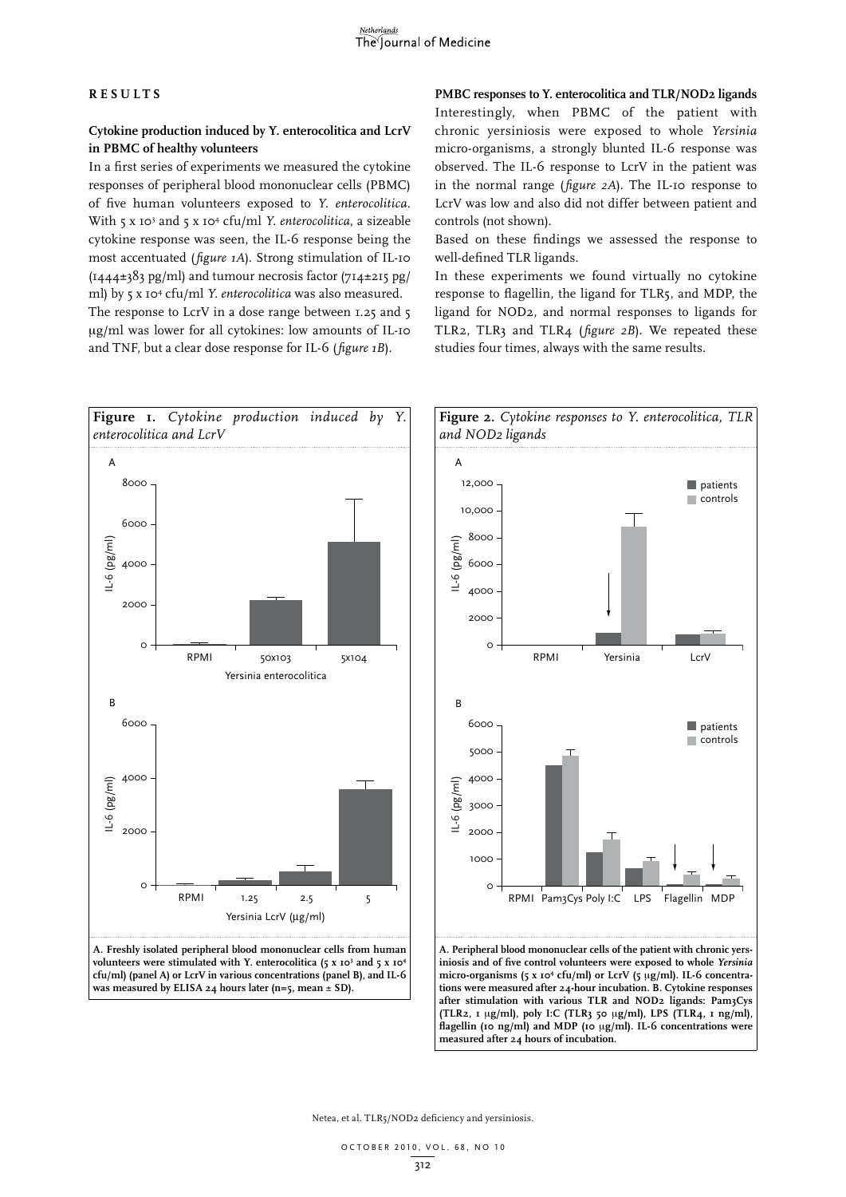## RESULTS

### Cytokine production induced by Y. enterocolitica and LcrV in PBMC of healthy volunteers

In a first series of experiments we measured the cytokine responses of peripheral blood mononuclear cells (PBMC) of five human volunteers exposed to *Y. enterocolitica*. With $5 \times 10^3$ and $5 \times 10^4$ cfu/ml *Y. enterocolitica*, a sizeable cytokine response was seen, the IL-6 response being the most accentuated (*figure 1A*). Strong stimulation of IL-10 (1444±383 pg/ml) and tumour necrosis factor (714±215 pg/ml) by $5 \times 10^4$ cfu/ml *Y. enterocolitica* was also measured. The response to LcrV in a dose range between 1.25 and 5 μg/ml was lower for all cytokines: low amounts of IL-10 and TNF, but a clear dose response for IL-6 (*figure 1B*).

### PMBC responses to Y. enterocolitica and TLR/NOD2 ligands

Interestingly, when PBMC of the patient with chronic yersiniosis were exposed to whole *Yersinia* micro-organisms, a strongly blunted IL-6 response was observed. The IL-6 response to LcrV in the patient was in the normal range (*figure 2A*). The IL-10 response to LcrV was low and also did not differ between patient and controls (not shown).

Based on these findings we assessed the response to well-defined TLR ligands.

In these experiments we found virtually no cytokine response to flagellin, the ligand for TLR5, and MDP, the ligand for NOD2, and normal responses to ligands for TLR2, TLR3 and TLR4 (*figure 2B*). We repeated these studies four times, always with the same results.

**Figure 1.** *Cytokine production induced by Y. enterocolitica and LcrV*

**A. Freshly isolated peripheral blood mononuclear cells from human volunteers were stimulated with Y. enterocolitica ($5 \times 10^3$ and $5 \times 10^4$ cfu/ml) (panel A) or LcrV in various concentrations (panel B), and IL-6 was measured by ELISA 24 hours later (n=5, mean ± SD).**

**Figure 2.** *Cytokine responses to Y. enterocolitica, TLR and NOD2 ligands*

**A. Peripheral blood mononuclear cells of the patient with chronic yersiniosis and of five control volunteers were exposed to whole *Yersinia* micro-organisms ($5 \times 10^4$ cfu/ml) or LcrV (5 μg/ml). IL-6 concentrations were measured after 24-hour incubation. B. Cytokine responses after stimulation with various TLR and NOD2 ligands: Pam3Cys (TLR2, 1 μg/ml), poly I:C (TLR3 50 μg/ml), LPS (TLR4, 1 ng/ml), flagellin (10 ng/ml) and MDP (10 μg/ml). IL-6 concentrations were measured after 24 hours of incubation.**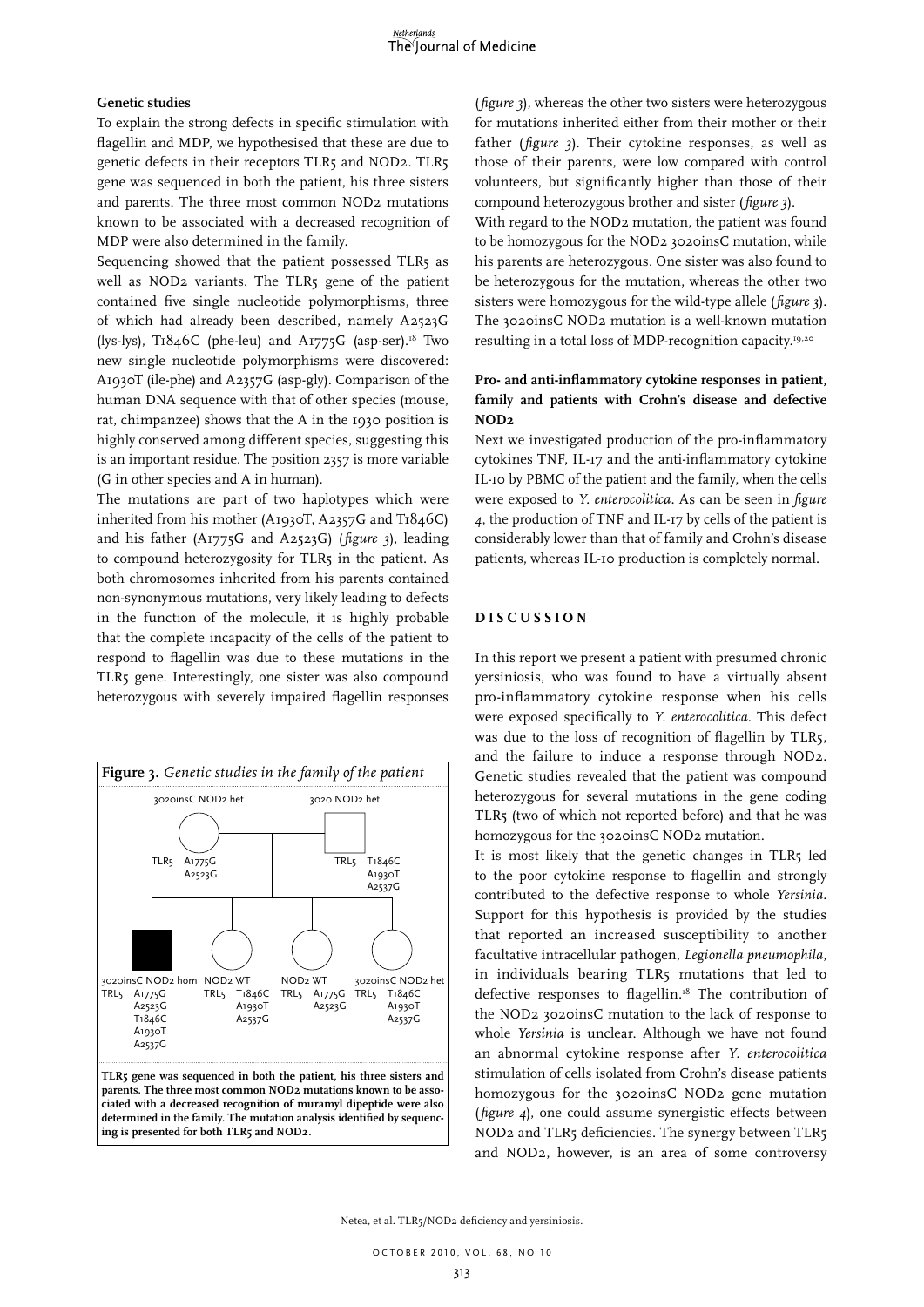#### Genetic studies

To explain the strong defects in specific stimulation with flagellin and MDP, we hypothesised that these are due to genetic defects in their receptors TLR5 and NOD2. TLR5 gene was sequenced in both the patient, his three sisters and parents. The three most common NOD2 mutations known to be associated with a decreased recognition of MDP were also determined in the family.

Sequencing showed that the patient possessed TLR5 as well as NOD2 variants. The TLR5 gene of the patient contained five single nucleotide polymorphisms, three of which had already been described, namely A2523G (lys-lys), T1846C (phe-leu) and A1775G (asp-ser).[18] Two new single nucleotide polymorphisms were discovered: A1930T (ile-phe) and A2357G (asp-gly). Comparison of the human DNA sequence with that of other species (mouse, rat, chimpanzee) shows that the A in the 1930 position is highly conserved among different species, suggesting this is an important residue. The position 2357 is more variable (G in other species and A in human).

The mutations are part of two haplotypes which were inherited from his mother (A1930T, A2357G and T1846C) and his father (A1775G and A2523G) (*figure 3*), leading to compound heterozygosity for TLR5 in the patient. As both chromosomes inherited from his parents contained non-synonymous mutations, very likely leading to defects in the function of the molecule, it is highly probable that the complete incapacity of the cells of the patient to respond to flagellin was due to these mutations in the TLR5 gene. Interestingly, one sister was also compound heterozygous with severely impaired flagellin responses (*figure 3*), whereas the other two sisters were heterozygous for mutations inherited either from their mother or their father (*figure 3*). Their cytokine responses, as well as those of their parents, were low compared with control volunteers, but significantly higher than those of their compound heterozygous brother and sister (*figure 3*).

With regard to the NOD2 mutation, the patient was found to be homozygous for the NOD2 3020insC mutation, while his parents are heterozygous. One sister was also found to be heterozygous for the mutation, whereas the other two sisters were homozygous for the wild-type allele (*figure 3*). The 3020insC NOD2 mutation is a well-known mutation resulting in a total loss of MDP-recognition capacity.[19,20]

**Figure 3.** *Genetic studies in the family of the patient*

Mother: 3020insC NOD2 het; TLR5 A1775G, A2523G
Father: 3020 NOD2 het; TRL5 T1846C, A1930T, A2537G

Patient: 3020insC NOD2 hom; TRL5 A1775G, A2523G, T1846C, A1930T, A2537G
Sister: NOD2 WT; TRL5 T1846C, A1930T, A2537G
Sister: NOD2 WT; TRL5 A1775G, A2523G
Sister: 3020insC NOD2 het; TRL5 T1846C, A1930T, A2537G

**TLR5 gene was sequenced in both the patient, his three sisters and parents. The three most common NOD2 mutations known to be associated with a decreased recognition of muramyl dipeptide were also determined in the family. The mutation analysis identified by sequencing is presented for both TLR5 and NOD2.**

#### Pro- and anti-inflammatory cytokine responses in patient, family and patients with Crohn's disease and defective NOD2

Next we investigated production of the pro-inflammatory cytokines TNF, IL-17 and the anti-inflammatory cytokine IL-10 by PBMC of the patient and the family, when the cells were exposed to *Y. enterocolitica*. As can be seen in *figure 4*, the production of TNF and IL-17 by cells of the patient is considerably lower than that of family and Crohn's disease patients, whereas IL-10 production is completely normal.

## DISCUSSION

In this report we present a patient with presumed chronic yersiniosis, who was found to have a virtually absent pro-inflammatory cytokine response when his cells were exposed specifically to *Y. enterocolitica*. This defect was due to the loss of recognition of flagellin by TLR5, and the failure to induce a response through NOD2. Genetic studies revealed that the patient was compound heterozygous for several mutations in the gene coding TLR5 (two of which not reported before) and that he was homozygous for the 3020insC NOD2 mutation.

It is most likely that the genetic changes in TLR5 led to the poor cytokine response to flagellin and strongly contributed to the defective response to whole *Yersinia*. Support for this hypothesis is provided by the studies that reported an increased susceptibility to another facultative intracellular pathogen, *Legionella pneumophila*, in individuals bearing TLR5 mutations that led to defective responses to flagellin.[18] The contribution of the NOD2 3020insC mutation to the lack of response to whole *Yersinia* is unclear. Although we have not found an abnormal cytokine response after *Y. enterocolitica* stimulation of cells isolated from Crohn's disease patients homozygous for the 3020insC NOD2 gene mutation (*figure 4*), one could assume synergistic effects between NOD2 and TLR5 deficiencies. The synergy between TLR5 and NOD2, however, is an area of some controversy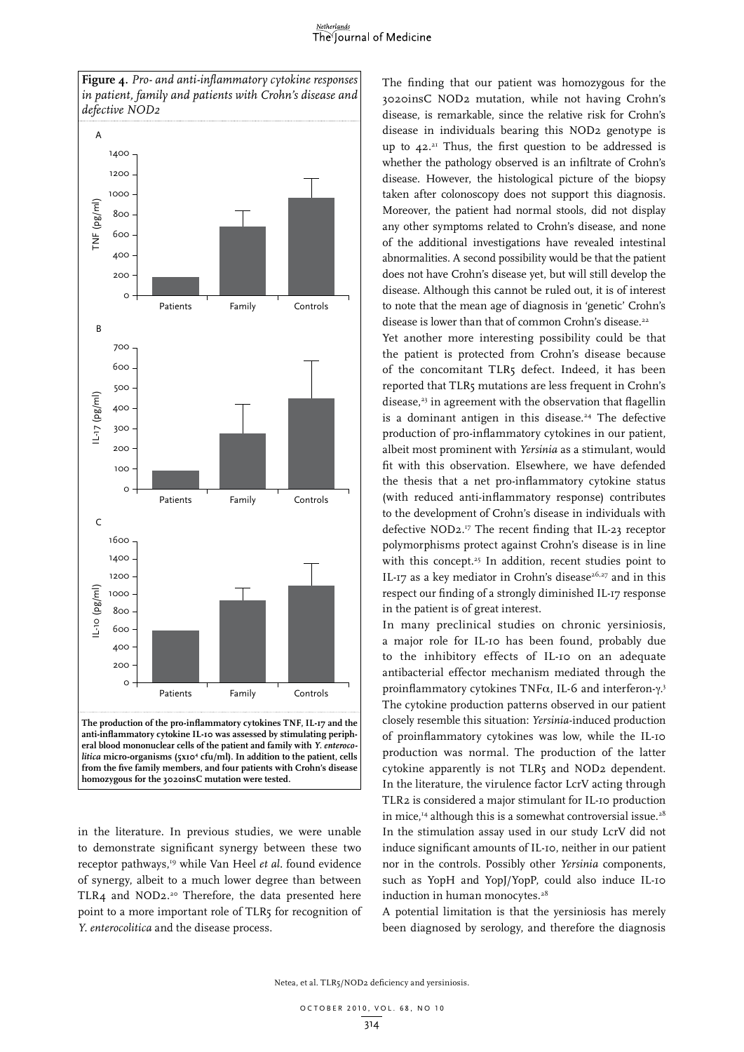**Figure 4.** *Pro- and anti-inflammatory cytokine responses in patient, family and patients with Crohn's disease and defective NOD2*

**The production of the pro-inflammatory cytokines TNF, IL-17 and the anti-inflammatory cytokine IL-10 was assessed by stimulating peripheral blood mononuclear cells of the patient and family with *Y. enterocolitica* micro-organisms ($5 \times 10^4$ cfu/ml). In addition to the patient, cells from the five family members, and four patients with Crohn's disease homozygous for the 3020insC mutation were tested.**

in the literature. In previous studies, we were unable to demonstrate significant synergy between these two receptor pathways,[19] while Van Heel *et al.* found evidence of synergy, albeit to a much lower degree than between TLR4 and NOD2.[20] Therefore, the data presented here point to a more important role of TLR5 for recognition of *Y. enterocolitica* and the disease process.

The finding that our patient was homozygous for the 3020insC NOD2 mutation, while not having Crohn's disease, is remarkable, since the relative risk for Crohn's disease in individuals bearing this NOD2 genotype is up to 42.[21] Thus, the first question to be addressed is whether the pathology observed is an infiltrate of Crohn's disease. However, the histological picture of the biopsy taken after colonoscopy does not support this diagnosis. Moreover, the patient had normal stools, did not display any other symptoms related to Crohn's disease, and none of the additional investigations have revealed intestinal abnormalities. A second possibility would be that the patient does not have Crohn's disease yet, but will still develop the disease. Although this cannot be ruled out, it is of interest to note that the mean age of diagnosis in 'genetic' Crohn's disease is lower than that of common Crohn's disease.[22]

Yet another more interesting possibility could be that the patient is protected from Crohn's disease because of the concomitant TLR5 defect. Indeed, it has been reported that TLR5 mutations are less frequent in Crohn's disease,[23] in agreement with the observation that flagellin is a dominant antigen in this disease.[24] The defective production of pro-inflammatory cytokines in our patient, albeit most prominent with *Yersinia* as a stimulant, would fit with this observation. Elsewhere, we have defended the thesis that a net pro-inflammatory cytokine status (with reduced anti-inflammatory response) contributes to the development of Crohn's disease in individuals with defective NOD2.[17] The recent finding that IL-23 receptor polymorphisms protect against Crohn's disease is in line with this concept.[25] In addition, recent studies point to IL-17 as a key mediator in Crohn's disease[26,27] and in this respect our finding of a strongly diminished IL-17 response in the patient is of great interest.

In many preclinical studies on chronic yersiniosis, a major role for IL-10 has been found, probably due to the inhibitory effects of IL-10 on an adequate antibacterial effector mechanism mediated through the proinflammatory cytokines TNFα, IL-6 and interferon-γ.[3] The cytokine production patterns observed in our patient closely resemble this situation: *Yersinia*-induced production of proinflammatory cytokines was low, while the IL-10 production was normal. The production of the latter cytokine apparently is not TLR5 and NOD2 dependent. In the literature, the virulence factor LcrV acting through TLR2 is considered a major stimulant for IL-10 production in mice,[14] although this is a somewhat controversial issue.[28] In the stimulation assay used in our study LcrV did not induce significant amounts of IL-10, neither in our patient nor in the controls. Possibly other *Yersinia* components, such as YopH and YopJ/YopP, could also induce IL-10 induction in human monocytes.[28]

A potential limitation is that the yersiniosis has merely been diagnosed by serology, and therefore the diagnosis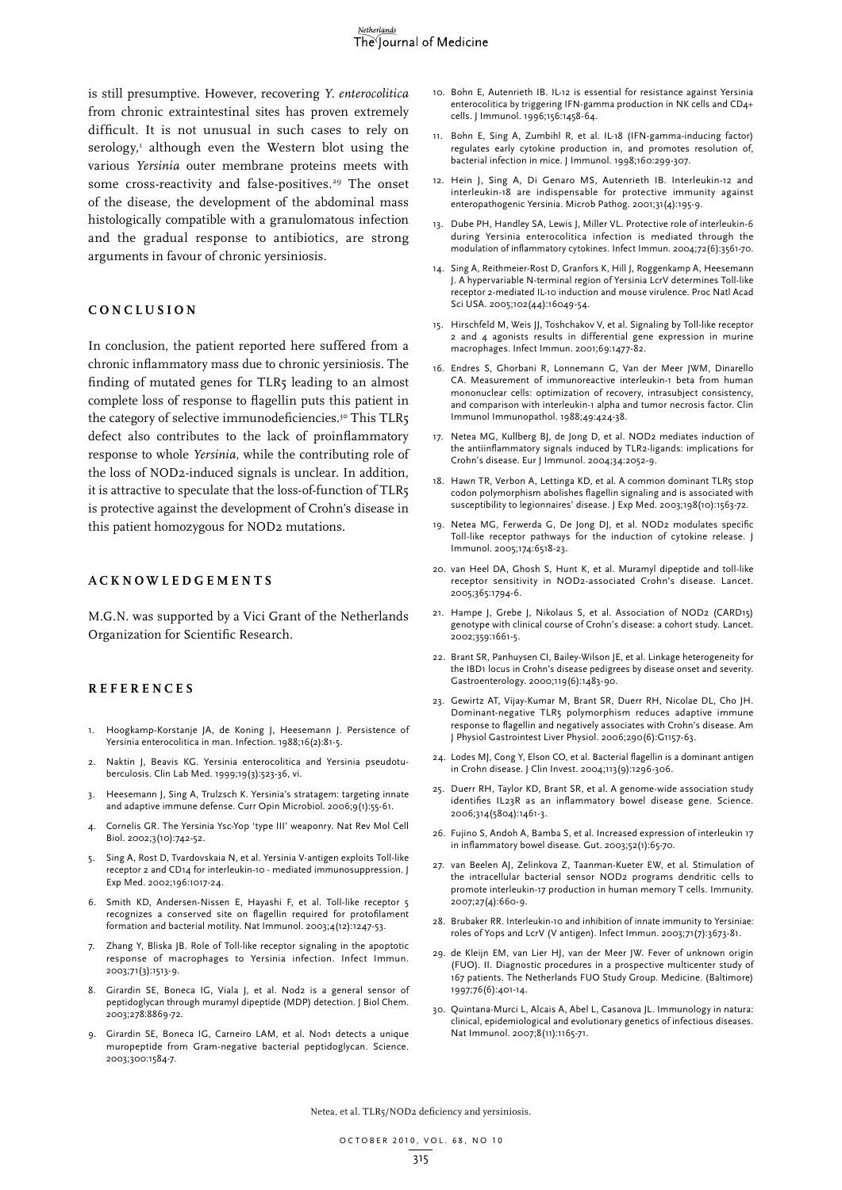is still presumptive. However, recovering *Y. enterocolitica* from chronic extraintestinal sites has proven extremely difficult. It is not unusual in such cases to rely on serology,[1] although even the Western blot using the various *Yersinia* outer membrane proteins meets with some cross-reactivity and false-positives.[29] The onset of the disease, the development of the abdominal mass histologically compatible with a granulomatous infection and the gradual response to antibiotics, are strong arguments in favour of chronic yersiniosis.

## CONCLUSION

In conclusion, the patient reported here suffered from a chronic inflammatory mass due to chronic yersiniosis. The finding of mutated genes for TLR5 leading to an almost complete loss of response to flagellin puts this patient in the category of selective immunodeficiencies.[30] This TLR5 defect also contributes to the lack of proinflammatory response to whole *Yersinia*, while the contributing role of the loss of NOD2-induced signals is unclear. In addition, it is attractive to speculate that the loss-of-function of TLR5 is protective against the development of Crohn's disease in this patient homozygous for NOD2 mutations.

## ACKNOWLEDGEMENTS

M.G.N. was supported by a Vici Grant of the Netherlands Organization for Scientific Research.

## REFERENCES

1. Hoogkamp-Korstanje JA, de Koning J, Heesemann J. Persistence of Yersinia enterocolitica in man. Infection. 1988;16(2):81-5.
2. Naktin J, Beavis KG. Yersinia enterocolitica and Yersinia pseudotuberculosis. Clin Lab Med. 1999;19(3):523-36, vi.
3. Heesemann J, Sing A, Trulzsch K. Yersinia's stratagem: targeting innate and adaptive immune defense. Curr Opin Microbiol. 2006;9(1):55-61.
4. Cornelis GR. The Yersinia Ysc-Yop 'type III' weaponry. Nat Rev Mol Cell Biol. 2002;3(10):742-52.
5. Sing A, Rost D, Tvardovskaia N, et al. Yersinia V-antigen exploits Toll-like receptor 2 and CD14 for interleukin-10 - mediated immunosuppression. J Exp Med. 2002;196:1017-24.
6. Smith KD, Andersen-Nissen E, Hayashi F, et al. Toll-like receptor 5 recognizes a conserved site on flagellin required for protofilament formation and bacterial motility. Nat Immunol. 2003;4(12):1247-53.
7. Zhang Y, Bliska JB. Role of Toll-like receptor signaling in the apoptotic response of macrophages to Yersinia infection. Infect Immun. 2003;71(3):1513-9.
8. Girardin SE, Boneca IG, Viala J, et al. Nod2 is a general sensor of peptidoglycan through muramyl dipeptide (MDP) detection. J Biol Chem. 2003;278:8869-72.
9. Girardin SE, Boneca IG, Carneiro LAM, et al. Nod1 detects a unique muropeptide from Gram-negative bacterial peptidoglycan. Science. 2003;300:1584-7.
10. Bohn E, Autenrieth IB. IL-12 is essential for resistance against Yersinia enterocolitica by triggering IFN-gamma production in NK cells and CD4+ cells. J Immunol. 1996;156:1458-64.
11. Bohn E, Sing A, Zumbihl R, et al. IL-18 (IFN-gamma-inducing factor) regulates early cytokine production in, and promotes resolution of, bacterial infection in mice. J Immunol. 1998;160:299-307.
12. Hein J, Sing A, Di Genaro MS, Autenrieth IB. Interleukin-12 and interleukin-18 are indispensable for protective immunity against enteropathogenic Yersinia. Microb Pathog. 2001;31(4):195-9.
13. Dube PH, Handley SA, Lewis J, Miller VL. Protective role of interleukin-6 during Yersinia enterocolitica infection is mediated through the modulation of inflammatory cytokines. Infect Immun. 2004;72(6):3561-70.
14. Sing A, Reithmeier-Rost D, Granfors K, Hill J, Roggenkamp A, Heesemann J. A hypervariable N-terminal region of Yersinia LcrV determines Toll-like receptor 2-mediated IL-10 induction and mouse virulence. Proc Natl Acad Sci USA. 2005;102(44):16049-54.
15. Hirschfeld M, Weis JJ, Toshchakov V, et al. Signaling by Toll-like receptor 2 and 4 agonists results in differential gene expression in murine macrophages. Infect Immun. 2001;69:1477-82.
16. Endres S, Ghorbani R, Lonnemann G, Van der Meer JWM, Dinarello CA. Measurement of immunoreactive interleukin-1 beta from human mononuclear cells: optimization of recovery, intrasubject consistency, and comparison with interleukin-1 alpha and tumor necrosis factor. Clin Immunol Immunopathol. 1988;49:424-38.
17. Netea MG, Kullberg BJ, de Jong D, et al. NOD2 mediates induction of the antiinflammatory signals induced by TLR2-ligands: implications for Crohn's disease. Eur J Immunol. 2004;34:2052-9.
18. Hawn TR, Verbon A, Lettinga KD, et al. A common dominant TLR5 stop codon polymorphism abolishes flagellin signaling and is associated with susceptibility to legionnaires' disease. J Exp Med. 2003;198(10):1563-72.
19. Netea MG, Ferwerda G, De Jong DJ, et al. NOD2 modulates specific Toll-like receptor pathways for the induction of cytokine release. J Immunol. 2005;174:6518-23.
20. van Heel DA, Ghosh S, Hunt K, et al. Muramyl dipeptide and toll-like receptor sensitivity in NOD2-associated Crohn's disease. Lancet. 2005;365:1794-6.
21. Hampe J, Grebe J, Nikolaus S, et al. Association of NOD2 (CARD15) genotype with clinical course of Crohn's disease: a cohort study. Lancet. 2002;359:1661-5.
22. Brant SR, Panhuysen CI, Bailey-Wilson JE, et al. Linkage heterogeneity for the IBD1 locus in Crohn's disease pedigrees by disease onset and severity. Gastroenterology. 2000;119(6):1483-90.
23. Gewirtz AT, Vijay-Kumar M, Brant SR, Duerr RH, Nicolae DL, Cho JH. Dominant-negative TLR5 polymorphism reduces adaptive immune response to flagellin and negatively associates with Crohn's disease. Am J Physiol Gastrointest Liver Physiol. 2006;290(6):G1157-63.
24. Lodes MJ, Cong Y, Elson CO, et al. Bacterial flagellin is a dominant antigen in Crohn disease. J Clin Invest. 2004;113(9):1296-306.
25. Duerr RH, Taylor KD, Brant SR, et al. A genome-wide association study identifies IL23R as an inflammatory bowel disease gene. Science. 2006;314(5804):1461-3.
26. Fujino S, Andoh A, Bamba S, et al. Increased expression of interleukin 17 in inflammatory bowel disease. Gut. 2003;52(1):65-70.
27. van Beelen AJ, Zelinkova Z, Taanman-Kueter EW, et al. Stimulation of the intracellular bacterial sensor NOD2 programs dendritic cells to promote interleukin-17 production in human memory T cells. Immunity. 2007;27(4):660-9.
28. Brubaker RR. Interleukin-10 and inhibition of innate immunity to Yersiniae: roles of Yops and LcrV (V antigen). Infect Immun. 2003;71(7):3673-81.
29. de Kleijn EM, van Lier HJ, van der Meer JW. Fever of unknown origin (FUO). II. Diagnostic procedures in a prospective multicenter study of 167 patients. The Netherlands FUO Study Group. Medicine. (Baltimore) 1997;76(6):401-14.
30. Quintana-Murci L, Alcais A, Abel L, Casanova JL. Immunology in natura: clinical, epidemiological and evolutionary genetics of infectious diseases. Nat Immunol. 2007;8(11):1165-71.